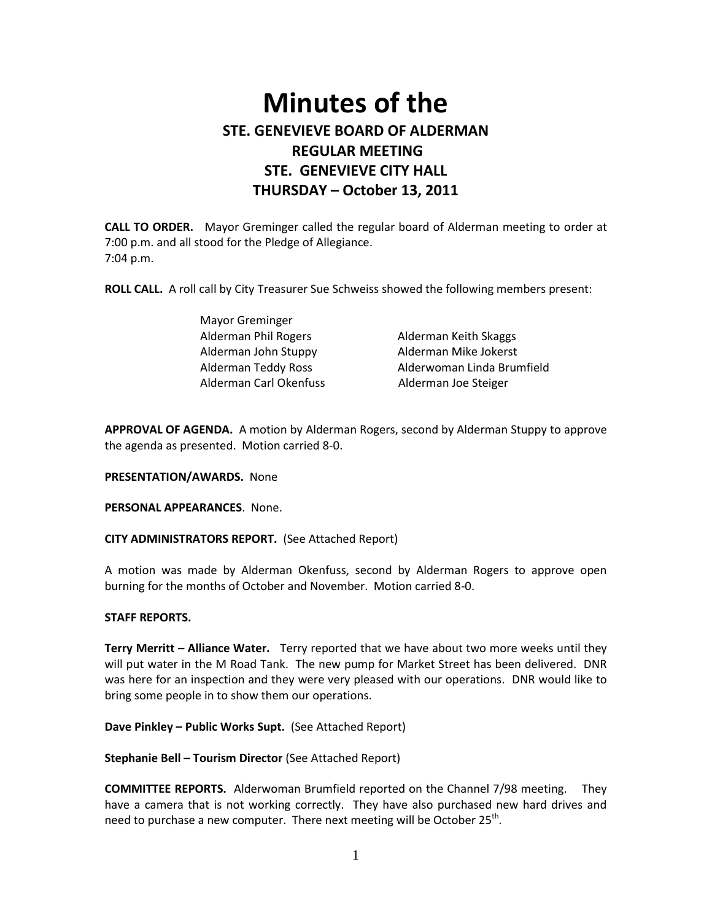# Minutes of the

## STE. GENEVIEVE BOARD OF ALDERMAN
## REGULAR MEETING
## STE. GENEVIEVE CITY HALL
## THURSDAY – October 13, 2011

**CALL TO ORDER.** Mayor Greminger called the regular board of Alderman meeting to order at 7:00 p.m. and all stood for the Pledge of Allegiance.
7:04 p.m.

**ROLL CALL.** A roll call by City Treasurer Sue Schweiss showed the following members present:

Mayor Greminger
Alderman Phil Rogers
Alderman Keith Skaggs
Alderman John Stuppy
Alderman Mike Jokerst
Alderman Teddy Ross
Alderwoman Linda Brumfield
Alderman Carl Okenfuss
Alderman Joe Steiger

**APPROVAL OF AGENDA.** A motion by Alderman Rogers, second by Alderman Stuppy to approve the agenda as presented. Motion carried 8-0.

**PRESENTATION/AWARDS.** None

**PERSONAL APPEARANCES**. None.

**CITY ADMINISTRATORS REPORT.** (See Attached Report)

A motion was made by Alderman Okenfuss, second by Alderman Rogers to approve open burning for the months of October and November. Motion carried 8-0.

**STAFF REPORTS.**

**Terry Merritt – Alliance Water.** Terry reported that we have about two more weeks until they will put water in the M Road Tank. The new pump for Market Street has been delivered. DNR was here for an inspection and they were very pleased with our operations. DNR would like to bring some people in to show them our operations.

**Dave Pinkley – Public Works Supt.** (See Attached Report)

**Stephanie Bell – Tourism Director** (See Attached Report)

**COMMITTEE REPORTS.** Alderwoman Brumfield reported on the Channel 7/98 meeting. They have a camera that is not working correctly. They have also purchased new hard drives and need to purchase a new computer. There next meeting will be October 25th.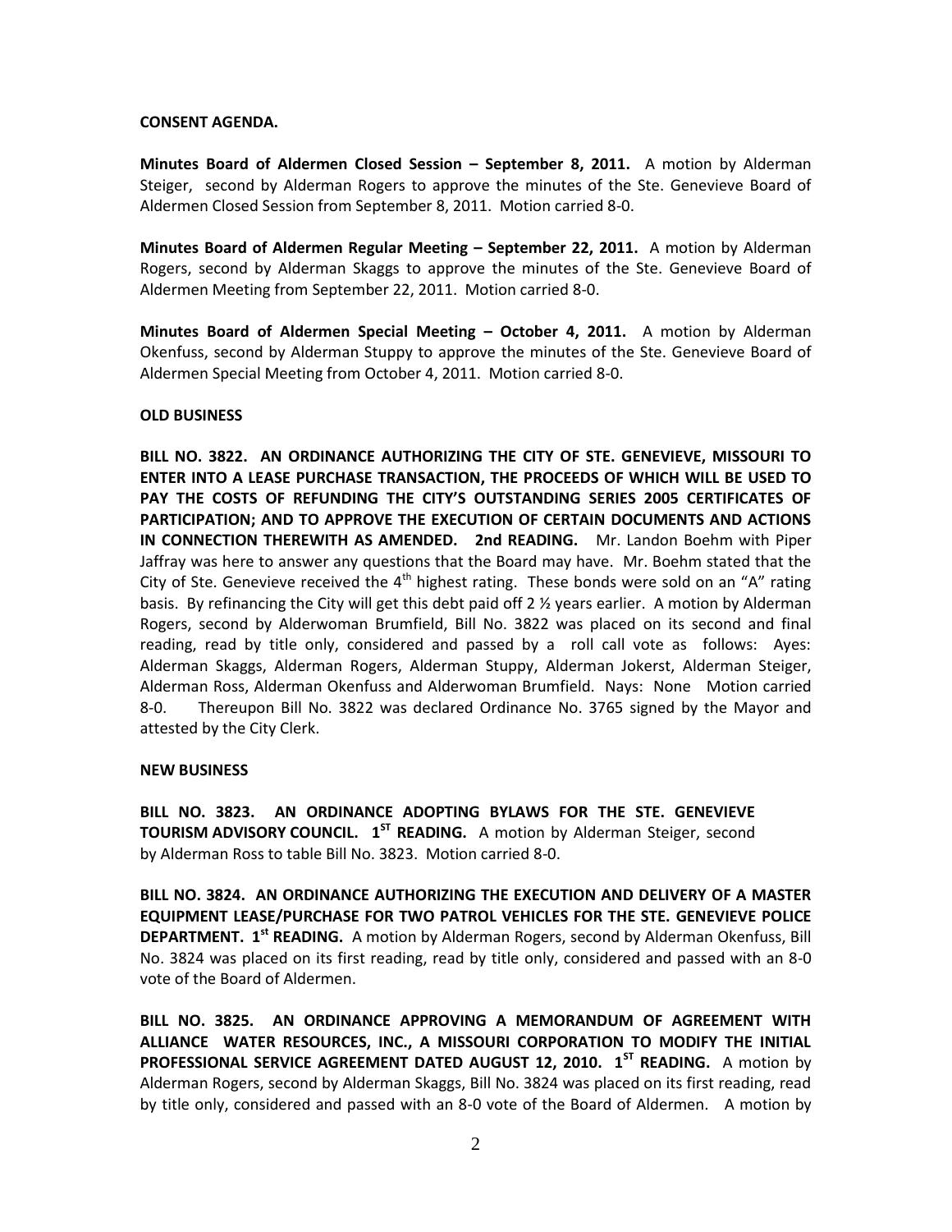**CONSENT AGENDA.**

**Minutes Board of Aldermen Closed Session – September 8, 2011.** A motion by Alderman Steiger, second by Alderman Rogers to approve the minutes of the Ste. Genevieve Board of Aldermen Closed Session from September 8, 2011. Motion carried 8-0.

**Minutes Board of Aldermen Regular Meeting – September 22, 2011.** A motion by Alderman Rogers, second by Alderman Skaggs to approve the minutes of the Ste. Genevieve Board of Aldermen Meeting from September 22, 2011. Motion carried 8-0.

**Minutes Board of Aldermen Special Meeting – October 4, 2011.** A motion by Alderman Okenfuss, second by Alderman Stuppy to approve the minutes of the Ste. Genevieve Board of Aldermen Special Meeting from October 4, 2011. Motion carried 8-0.

**OLD BUSINESS**

**BILL NO. 3822. AN ORDINANCE AUTHORIZING THE CITY OF STE. GENEVIEVE, MISSOURI TO ENTER INTO A LEASE PURCHASE TRANSACTION, THE PROCEEDS OF WHICH WILL BE USED TO PAY THE COSTS OF REFUNDING THE CITY'S OUTSTANDING SERIES 2005 CERTIFICATES OF PARTICIPATION; AND TO APPROVE THE EXECUTION OF CERTAIN DOCUMENTS AND ACTIONS IN CONNECTION THEREWITH AS AMENDED. 2nd READING.** Mr. Landon Boehm with Piper Jaffray was here to answer any questions that the Board may have. Mr. Boehm stated that the City of Ste. Genevieve received the 4th highest rating. These bonds were sold on an "A" rating basis. By refinancing the City will get this debt paid off 2 ½ years earlier. A motion by Alderman Rogers, second by Alderwoman Brumfield, Bill No. 3822 was placed on its second and final reading, read by title only, considered and passed by a roll call vote as follows: Ayes: Alderman Skaggs, Alderman Rogers, Alderman Stuppy, Alderman Jokerst, Alderman Steiger, Alderman Ross, Alderman Okenfuss and Alderwoman Brumfield. Nays: None Motion carried 8-0. Thereupon Bill No. 3822 was declared Ordinance No. 3765 signed by the Mayor and attested by the City Clerk.

**NEW BUSINESS**

**BILL NO. 3823. AN ORDINANCE ADOPTING BYLAWS FOR THE STE. GENEVIEVE TOURISM ADVISORY COUNCIL. 1ST READING.** A motion by Alderman Steiger, second by Alderman Ross to table Bill No. 3823. Motion carried 8-0.

**BILL NO. 3824. AN ORDINANCE AUTHORIZING THE EXECUTION AND DELIVERY OF A MASTER EQUIPMENT LEASE/PURCHASE FOR TWO PATROL VEHICLES FOR THE STE. GENEVIEVE POLICE DEPARTMENT. 1st READING.** A motion by Alderman Rogers, second by Alderman Okenfuss, Bill No. 3824 was placed on its first reading, read by title only, considered and passed with an 8-0 vote of the Board of Aldermen.

**BILL NO. 3825. AN ORDINANCE APPROVING A MEMORANDUM OF AGREEMENT WITH ALLIANCE WATER RESOURCES, INC., A MISSOURI CORPORATION TO MODIFY THE INITIAL PROFESSIONAL SERVICE AGREEMENT DATED AUGUST 12, 2010. 1ST READING.** A motion by Alderman Rogers, second by Alderman Skaggs, Bill No. 3824 was placed on its first reading, read by title only, considered and passed with an 8-0 vote of the Board of Aldermen. A motion by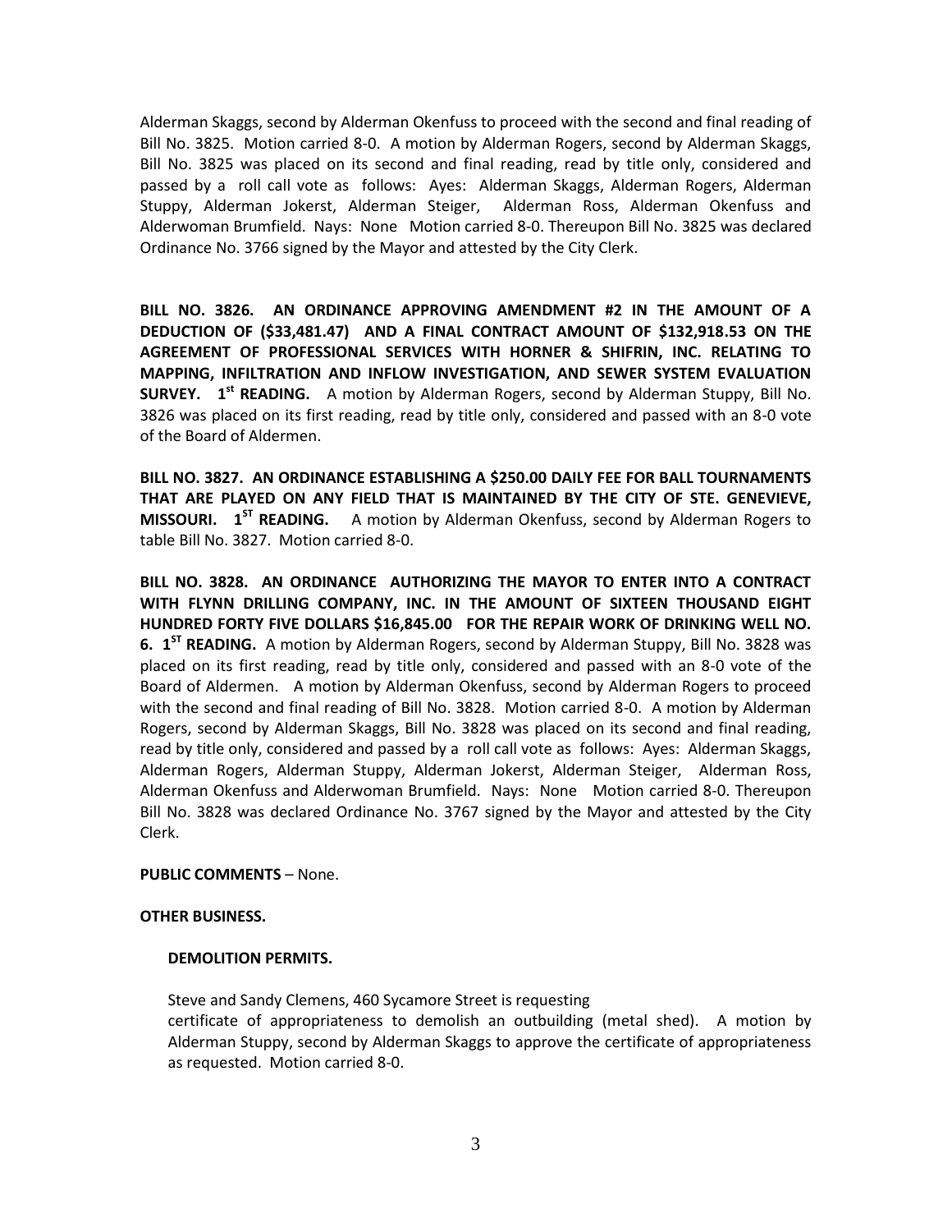Alderman Skaggs, second by Alderman Okenfuss to proceed with the second and final reading of Bill No. 3825. Motion carried 8-0. A motion by Alderman Rogers, second by Alderman Skaggs, Bill No. 3825 was placed on its second and final reading, read by title only, considered and passed by a roll call vote as follows: Ayes: Alderman Skaggs, Alderman Rogers, Alderman Stuppy, Alderman Jokerst, Alderman Steiger, Alderman Ross, Alderman Okenfuss and Alderwoman Brumfield. Nays: None Motion carried 8-0. Thereupon Bill No. 3825 was declared Ordinance No. 3766 signed by the Mayor and attested by the City Clerk.

**BILL NO. 3826. AN ORDINANCE APPROVING AMENDMENT #2 IN THE AMOUNT OF A DEDUCTION OF ($33,481.47) AND A FINAL CONTRACT AMOUNT OF $132,918.53 ON THE AGREEMENT OF PROFESSIONAL SERVICES WITH HORNER & SHIFRIN, INC. RELATING TO MAPPING, INFILTRATION AND INFLOW INVESTIGATION, AND SEWER SYSTEM EVALUATION SURVEY. 1st READING.** A motion by Alderman Rogers, second by Alderman Stuppy, Bill No. 3826 was placed on its first reading, read by title only, considered and passed with an 8-0 vote of the Board of Aldermen.

**BILL NO. 3827. AN ORDINANCE ESTABLISHING A $250.00 DAILY FEE FOR BALL TOURNAMENTS THAT ARE PLAYED ON ANY FIELD THAT IS MAINTAINED BY THE CITY OF STE. GENEVIEVE, MISSOURI. 1ST READING.** A motion by Alderman Okenfuss, second by Alderman Rogers to table Bill No. 3827. Motion carried 8-0.

**BILL NO. 3828. AN ORDINANCE AUTHORIZING THE MAYOR TO ENTER INTO A CONTRACT WITH FLYNN DRILLING COMPANY, INC. IN THE AMOUNT OF SIXTEEN THOUSAND EIGHT HUNDRED FORTY FIVE DOLLARS $16,845.00 FOR THE REPAIR WORK OF DRINKING WELL NO. 6. 1ST READING.** A motion by Alderman Rogers, second by Alderman Stuppy, Bill No. 3828 was placed on its first reading, read by title only, considered and passed with an 8-0 vote of the Board of Aldermen. A motion by Alderman Okenfuss, second by Alderman Rogers to proceed with the second and final reading of Bill No. 3828. Motion carried 8-0. A motion by Alderman Rogers, second by Alderman Skaggs, Bill No. 3828 was placed on its second and final reading, read by title only, considered and passed by a roll call vote as follows: Ayes: Alderman Skaggs, Alderman Rogers, Alderman Stuppy, Alderman Jokerst, Alderman Steiger, Alderman Ross, Alderman Okenfuss and Alderwoman Brumfield. Nays: None Motion carried 8-0. Thereupon Bill No. 3828 was declared Ordinance No. 3767 signed by the Mayor and attested by the City Clerk.

**PUBLIC COMMENTS** – None.

**OTHER BUSINESS.**

**DEMOLITION PERMITS.**

Steve and Sandy Clemens, 460 Sycamore Street is requesting certificate of appropriateness to demolish an outbuilding (metal shed). A motion by Alderman Stuppy, second by Alderman Skaggs to approve the certificate of appropriateness as requested. Motion carried 8-0.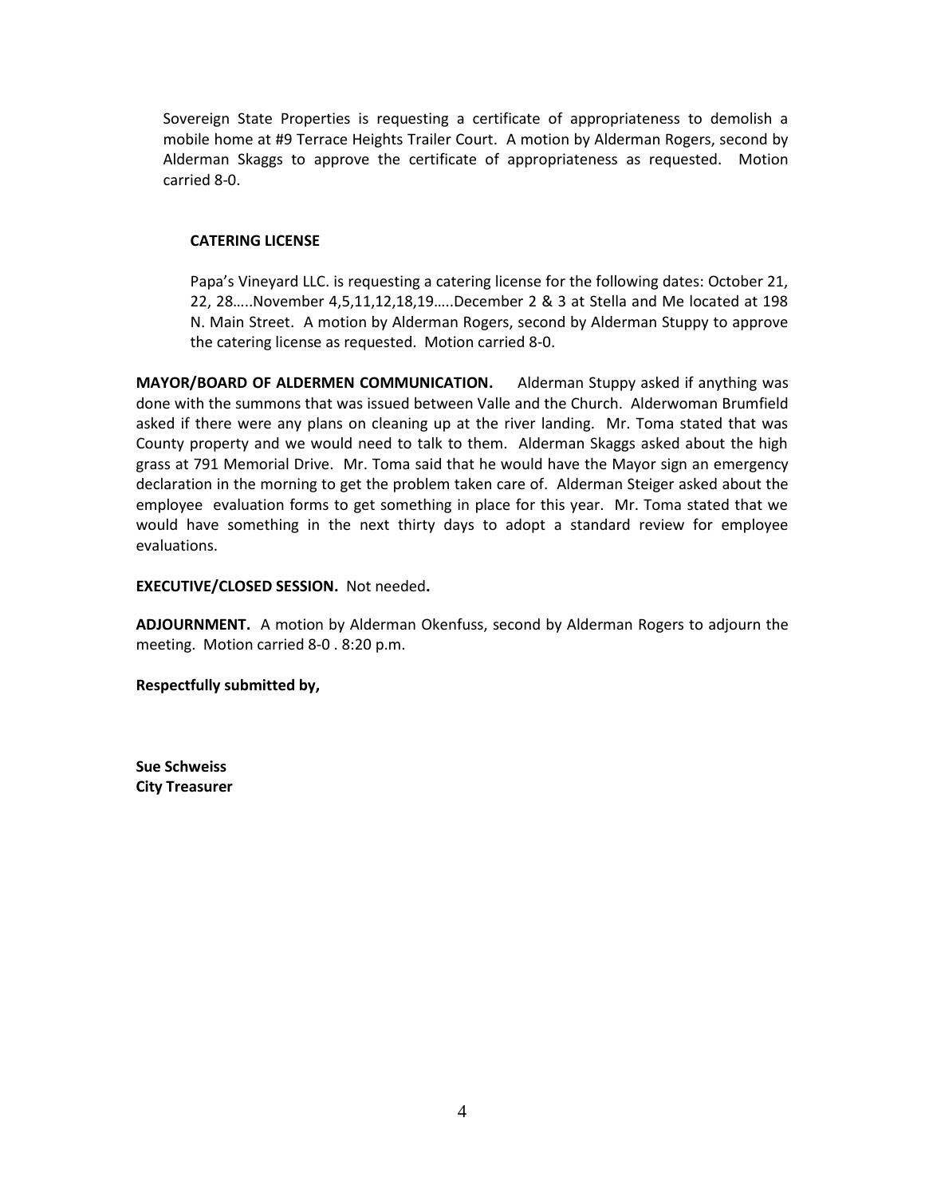Sovereign State Properties is requesting a certificate of appropriateness to demolish a mobile home at #9 Terrace Heights Trailer Court. A motion by Alderman Rogers, second by Alderman Skaggs to approve the certificate of appropriateness as requested. Motion carried 8-0.

**CATERING LICENSE**

Papa's Vineyard LLC. is requesting a catering license for the following dates: October 21, 22, 28…..November 4,5,11,12,18,19…..December 2 & 3 at Stella and Me located at 198 N. Main Street. A motion by Alderman Rogers, second by Alderman Stuppy to approve the catering license as requested. Motion carried 8-0.

**MAYOR/BOARD OF ALDERMEN COMMUNICATION.** Alderman Stuppy asked if anything was done with the summons that was issued between Valle and the Church. Alderwoman Brumfield asked if there were any plans on cleaning up at the river landing. Mr. Toma stated that was County property and we would need to talk to them. Alderman Skaggs asked about the high grass at 791 Memorial Drive. Mr. Toma said that he would have the Mayor sign an emergency declaration in the morning to get the problem taken care of. Alderman Steiger asked about the employee evaluation forms to get something in place for this year. Mr. Toma stated that we would have something in the next thirty days to adopt a standard review for employee evaluations.

**EXECUTIVE/CLOSED SESSION.** Not needed**.**

**ADJOURNMENT.** A motion by Alderman Okenfuss, second by Alderman Rogers to adjourn the meeting. Motion carried 8-0 . 8:20 p.m.

**Respectfully submitted by,**

**Sue Schweiss**
**City Treasurer**